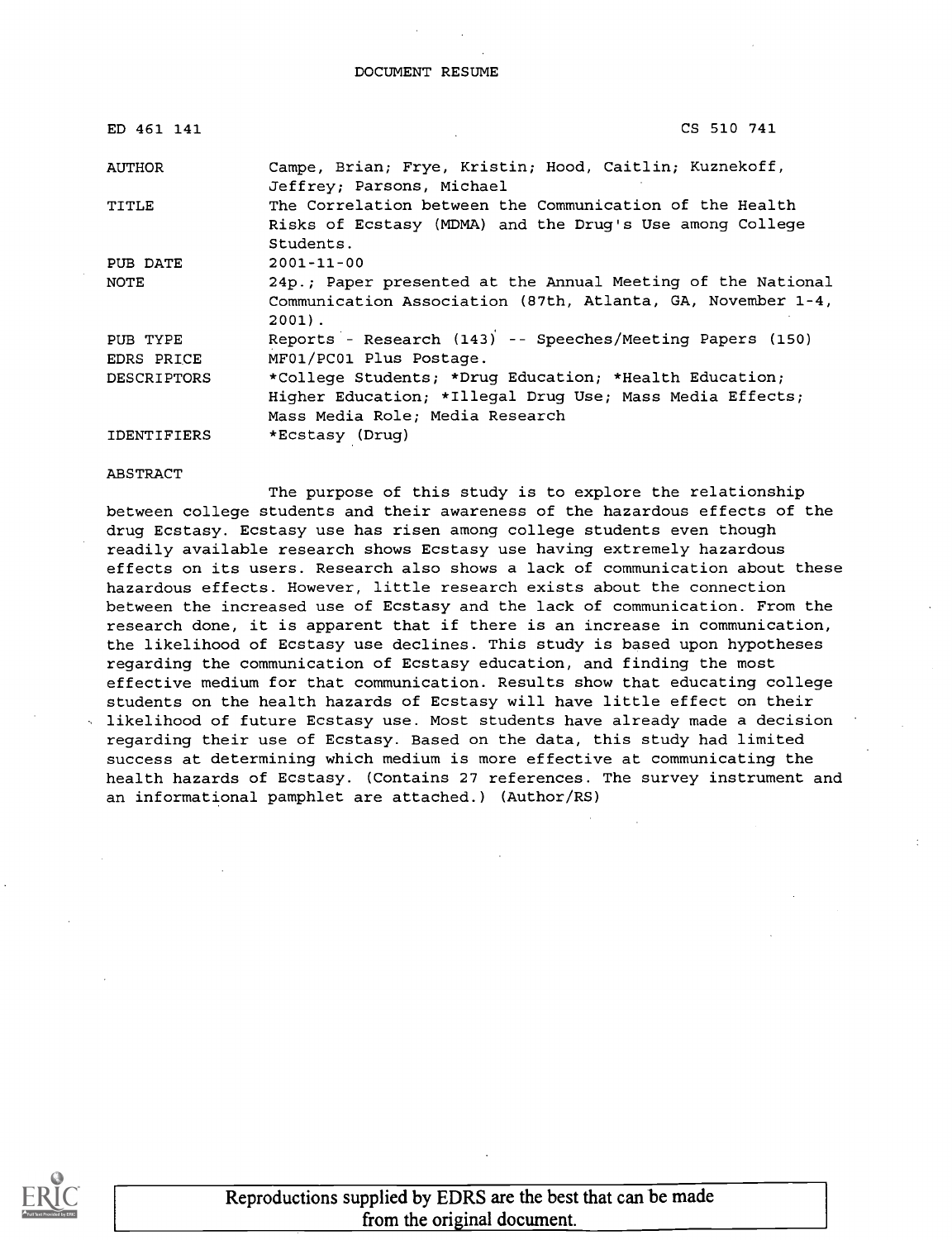DOCUMENT RESUME

| | |
|---|---|
| ED 461 141 | CS 510 741 |
| AUTHOR | Campe, Brian; Frye, Kristin; Hood, Caitlin; Kuznekoff, Jeffrey; Parsons, Michael |
| TITLE | The Correlation between the Communication of the Health Risks of Ecstasy (MDMA) and the Drug's Use among College Students. |
| PUB DATE | 2001-11-00 |
| NOTE | 24p.; Paper presented at the Annual Meeting of the National Communication Association (87th, Atlanta, GA, November 1-4, 2001). |
| PUB TYPE | Reports - Research (143) -- Speeches/Meeting Papers (150) |
| EDRS PRICE | MF01/PC01 Plus Postage. |
| DESCRIPTORS | *College Students; *Drug Education; *Health Education; Higher Education; *Illegal Drug Use; Mass Media Effects; Mass Media Role; Media Research |
| IDENTIFIERS | *Ecstasy (Drug) |

ABSTRACT

The purpose of this study is to explore the relationship between college students and their awareness of the hazardous effects of the drug Ecstasy. Ecstasy use has risen among college students even though readily available research shows Ecstasy use having extremely hazardous effects on its users. Research also shows a lack of communication about these hazardous effects. However, little research exists about the connection between the increased use of Ecstasy and the lack of communication. From the research done, it is apparent that if there is an increase in communication, the likelihood of Ecstasy use declines. This study is based upon hypotheses regarding the communication of Ecstasy education, and finding the most effective medium for that communication. Results show that educating college students on the health hazards of Ecstasy will have little effect on their likelihood of future Ecstasy use. Most students have already made a decision regarding their use of Ecstasy. Based on the data, this study had limited success at determining which medium is more effective at communicating the health hazards of Ecstasy. (Contains 27 references. The survey instrument and an informational pamphlet are attached.) (Author/RS)

Reproductions supplied by EDRS are the best that can be made from the original document.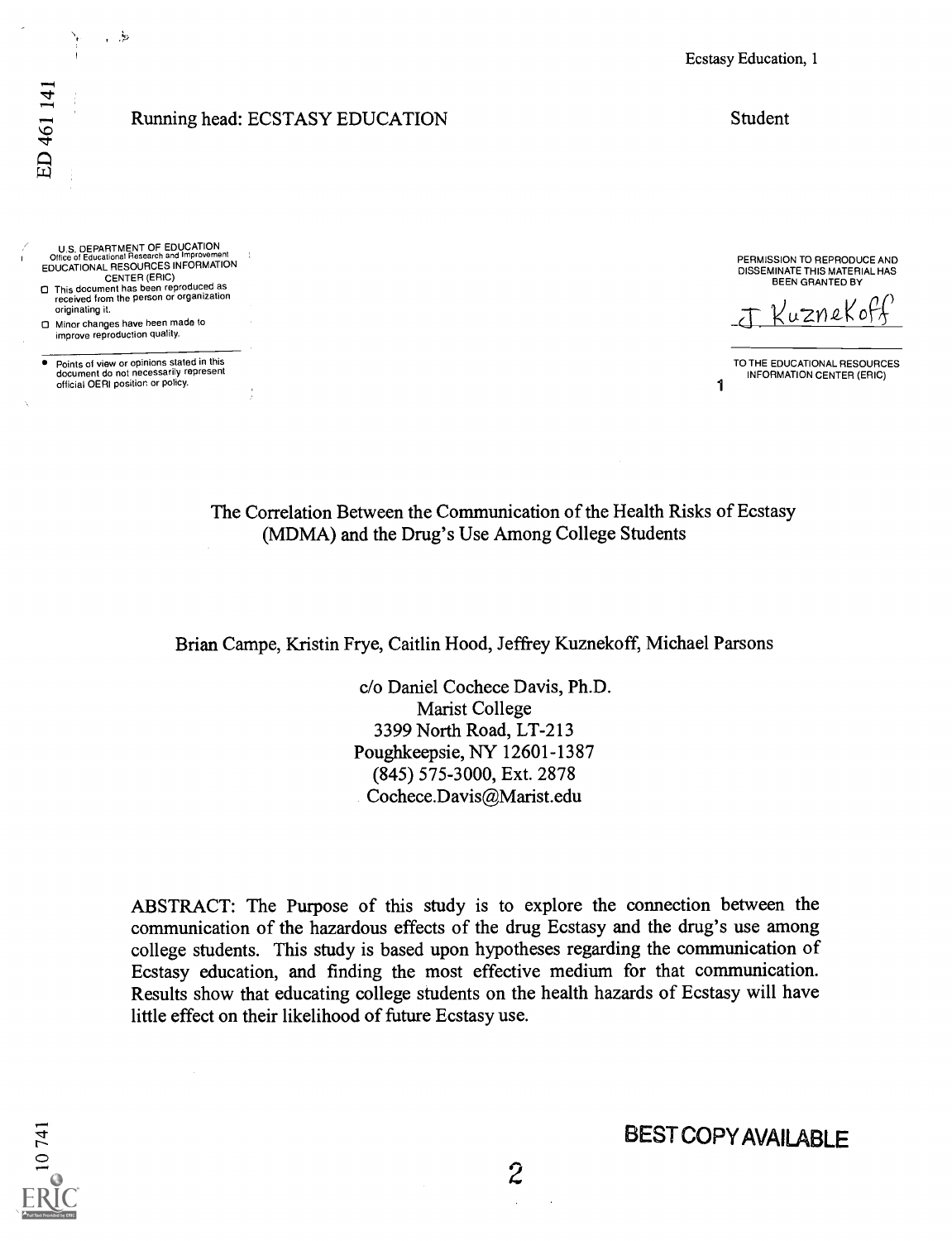Running head: ECSTASY EDUCATION

Student

The Correlation Between the Communication of the Health Risks of Ecstasy (MDMA) and the Drug's Use Among College Students

Brian Campe, Kristin Frye, Caitlin Hood, Jeffrey Kuznekoff, Michael Parsons

c/o Daniel Cochece Davis, Ph.D.
Marist College
3399 North Road, LT-213
Poughkeepsie, NY 12601-1387
(845) 575-3000, Ext. 2878
Cochece.Davis@Marist.edu

ABSTRACT: The Purpose of this study is to explore the connection between the communication of the hazardous effects of the drug Ecstasy and the drug's use among college students. This study is based upon hypotheses regarding the communication of Ecstasy education, and finding the most effective medium for that communication. Results show that educating college students on the health hazards of Ecstasy will have little effect on their likelihood of future Ecstasy use.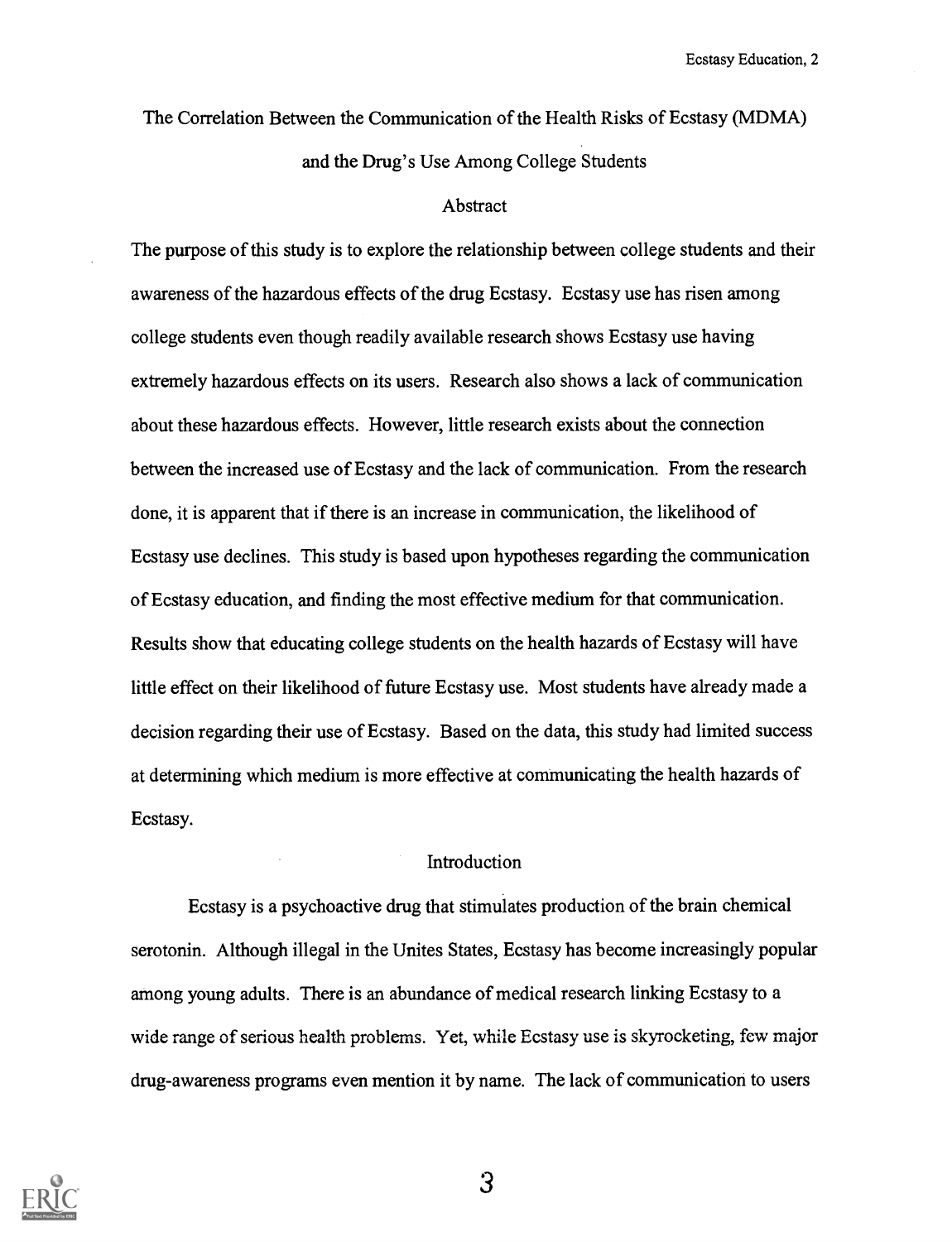# The Correlation Between the Communication of the Health Risks of Ecstasy (MDMA) and the Drug's Use Among College Students

## Abstract

The purpose of this study is to explore the relationship between college students and their awareness of the hazardous effects of the drug Ecstasy. Ecstasy use has risen among college students even though readily available research shows Ecstasy use having extremely hazardous effects on its users. Research also shows a lack of communication about these hazardous effects. However, little research exists about the connection between the increased use of Ecstasy and the lack of communication. From the research done, it is apparent that if there is an increase in communication, the likelihood of Ecstasy use declines. This study is based upon hypotheses regarding the communication of Ecstasy education, and finding the most effective medium for that communication. Results show that educating college students on the health hazards of Ecstasy will have little effect on their likelihood of future Ecstasy use. Most students have already made a decision regarding their use of Ecstasy. Based on the data, this study had limited success at determining which medium is more effective at communicating the health hazards of Ecstasy.

## Introduction

Ecstasy is a psychoactive drug that stimulates production of the brain chemical serotonin. Although illegal in the Unites States, Ecstasy has become increasingly popular among young adults. There is an abundance of medical research linking Ecstasy to a wide range of serious health problems. Yet, while Ecstasy use is skyrocketing, few major drug-awareness programs even mention it by name. The lack of communication to users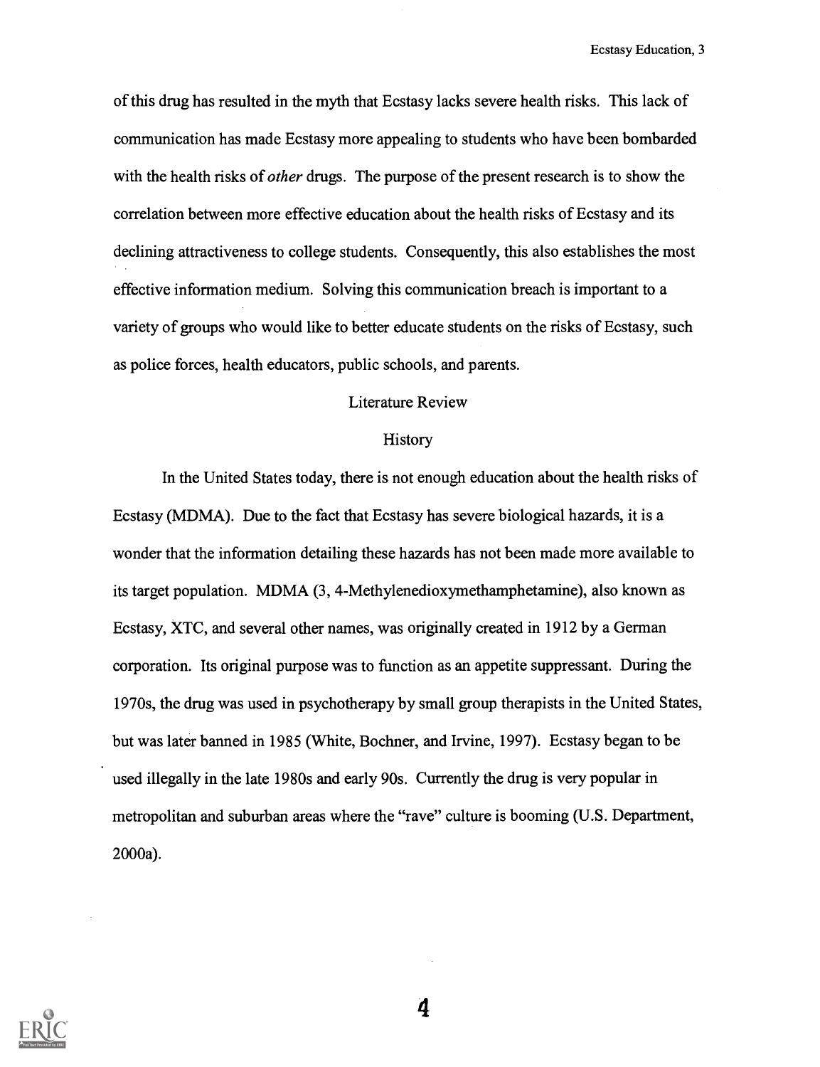of this drug has resulted in the myth that Ecstasy lacks severe health risks. This lack of communication has made Ecstasy more appealing to students who have been bombarded with the health risks of *other* drugs. The purpose of the present research is to show the correlation between more effective education about the health risks of Ecstasy and its declining attractiveness to college students. Consequently, this also establishes the most effective information medium. Solving this communication breach is important to a variety of groups who would like to better educate students on the risks of Ecstasy, such as police forces, health educators, public schools, and parents.

## Literature Review

### History

In the United States today, there is not enough education about the health risks of Ecstasy (MDMA). Due to the fact that Ecstasy has severe biological hazards, it is a wonder that the information detailing these hazards has not been made more available to its target population. MDMA (3, 4-Methylenedioxymethamphetamine), also known as Ecstasy, XTC, and several other names, was originally created in 1912 by a German corporation. Its original purpose was to function as an appetite suppressant. During the 1970s, the drug was used in psychotherapy by small group therapists in the United States, but was later banned in 1985 (White, Bochner, and Irvine, 1997). Ecstasy began to be used illegally in the late 1980s and early 90s. Currently the drug is very popular in metropolitan and suburban areas where the "rave" culture is booming (U.S. Department, 2000a).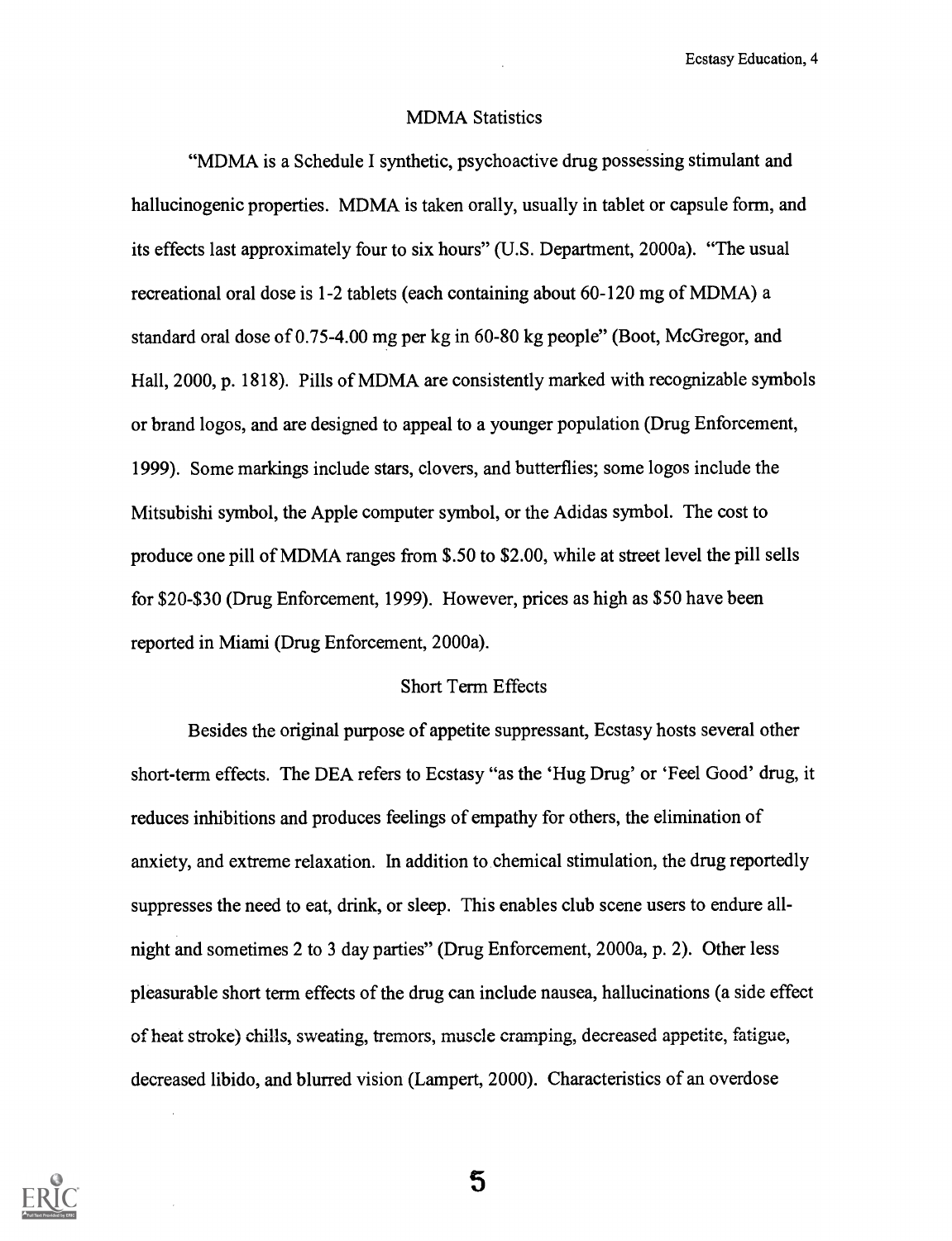## MDMA Statistics

"MDMA is a Schedule I synthetic, psychoactive drug possessing stimulant and hallucinogenic properties. MDMA is taken orally, usually in tablet or capsule form, and its effects last approximately four to six hours" (U.S. Department, 2000a). "The usual recreational oral dose is 1-2 tablets (each containing about 60-120 mg of MDMA) a standard oral dose of 0.75-4.00 mg per kg in 60-80 kg people" (Boot, McGregor, and Hall, 2000, p. 1818). Pills of MDMA are consistently marked with recognizable symbols or brand logos, and are designed to appeal to a younger population (Drug Enforcement, 1999). Some markings include stars, clovers, and butterflies; some logos include the Mitsubishi symbol, the Apple computer symbol, or the Adidas symbol. The cost to produce one pill of MDMA ranges from $.50 to $2.00, while at street level the pill sells for $20-$30 (Drug Enforcement, 1999). However, prices as high as $50 have been reported in Miami (Drug Enforcement, 2000a).

## Short Term Effects

Besides the original purpose of appetite suppressant, Ecstasy hosts several other short-term effects. The DEA refers to Ecstasy "as the 'Hug Drug' or 'Feel Good' drug, it reduces inhibitions and produces feelings of empathy for others, the elimination of anxiety, and extreme relaxation. In addition to chemical stimulation, the drug reportedly suppresses the need to eat, drink, or sleep. This enables club scene users to endure all-night and sometimes 2 to 3 day parties" (Drug Enforcement, 2000a, p. 2). Other less pleasurable short term effects of the drug can include nausea, hallucinations (a side effect of heat stroke) chills, sweating, tremors, muscle cramping, decreased appetite, fatigue, decreased libido, and blurred vision (Lampert, 2000). Characteristics of an overdose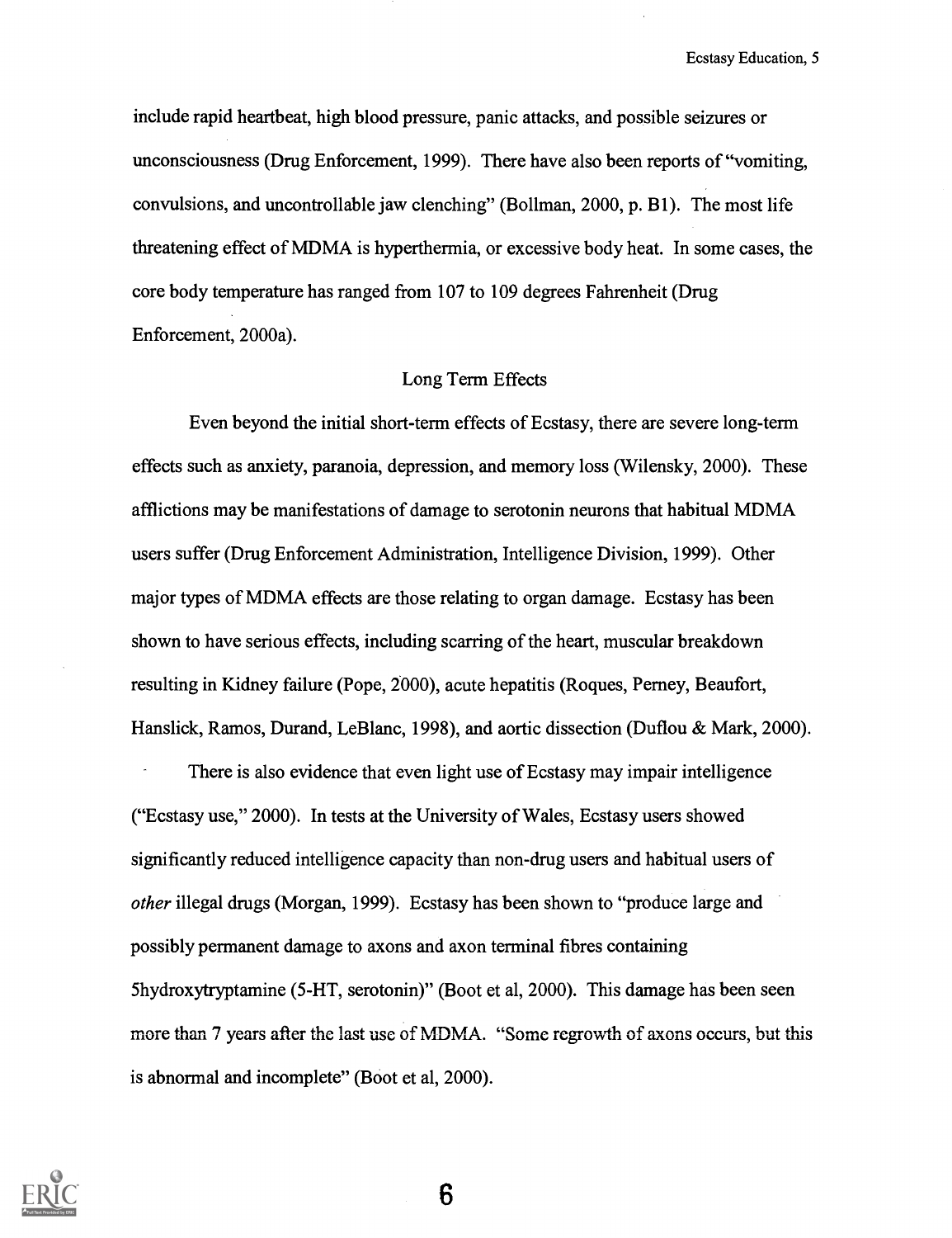include rapid heartbeat, high blood pressure, panic attacks, and possible seizures or unconsciousness (Drug Enforcement, 1999). There have also been reports of "vomiting, convulsions, and uncontrollable jaw clenching" (Bollman, 2000, p. B1). The most life threatening effect of MDMA is hyperthermia, or excessive body heat. In some cases, the core body temperature has ranged from 107 to 109 degrees Fahrenheit (Drug Enforcement, 2000a).

## Long Term Effects

Even beyond the initial short-term effects of Ecstasy, there are severe long-term effects such as anxiety, paranoia, depression, and memory loss (Wilensky, 2000). These afflictions may be manifestations of damage to serotonin neurons that habitual MDMA users suffer (Drug Enforcement Administration, Intelligence Division, 1999). Other major types of MDMA effects are those relating to organ damage. Ecstasy has been shown to have serious effects, including scarring of the heart, muscular breakdown resulting in Kidney failure (Pope, 2000), acute hepatitis (Roques, Perney, Beaufort, Hanslick, Ramos, Durand, LeBlanc, 1998), and aortic dissection (Duflou & Mark, 2000).

There is also evidence that even light use of Ecstasy may impair intelligence ("Ecstasy use," 2000). In tests at the University of Wales, Ecstasy users showed significantly reduced intelligence capacity than non-drug users and habitual users of *other* illegal drugs (Morgan, 1999). Ecstasy has been shown to "produce large and possibly permanent damage to axons and axon terminal fibres containing 5hydroxytryptamine (5-HT, serotonin)" (Boot et al, 2000). This damage has been seen more than 7 years after the last use of MDMA. "Some regrowth of axons occurs, but this is abnormal and incomplete" (Boot et al, 2000).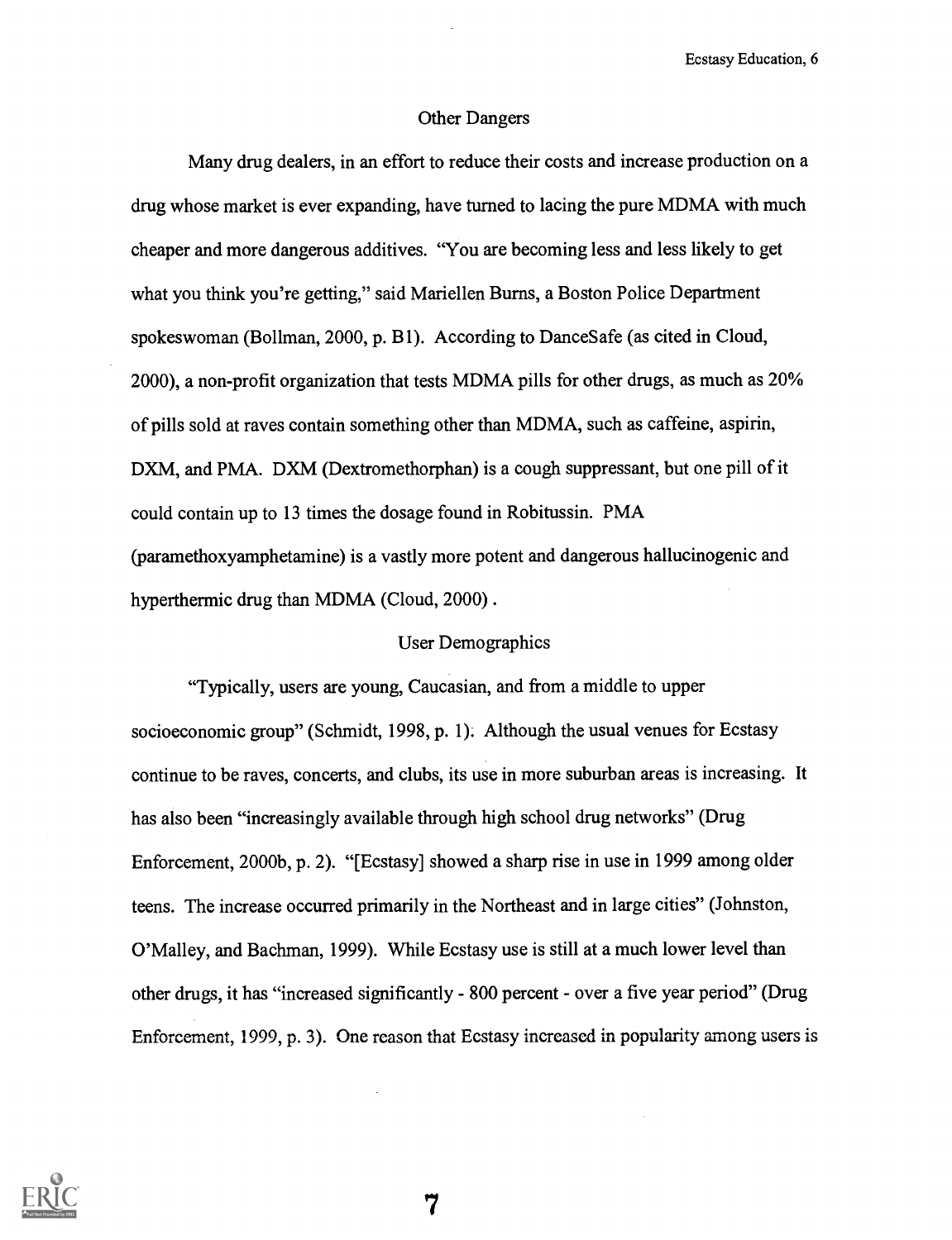## Other Dangers

Many drug dealers, in an effort to reduce their costs and increase production on a drug whose market is ever expanding, have turned to lacing the pure MDMA with much cheaper and more dangerous additives. "You are becoming less and less likely to get what you think you're getting," said Mariellen Burns, a Boston Police Department spokeswoman (Bollman, 2000, p. B1). According to DanceSafe (as cited in Cloud, 2000), a non-profit organization that tests MDMA pills for other drugs, as much as 20% of pills sold at raves contain something other than MDMA, such as caffeine, aspirin, DXM, and PMA. DXM (Dextromethorphan) is a cough suppressant, but one pill of it could contain up to 13 times the dosage found in Robitussin. PMA (paramethoxyamphetamine) is a vastly more potent and dangerous hallucinogenic and hyperthermic drug than MDMA (Cloud, 2000).

## User Demographics

"Typically, users are young, Caucasian, and from a middle to upper socioeconomic group" (Schmidt, 1998, p. 1). Although the usual venues for Ecstasy continue to be raves, concerts, and clubs, its use in more suburban areas is increasing. It has also been "increasingly available through high school drug networks" (Drug Enforcement, 2000b, p. 2). "[Ecstasy] showed a sharp rise in use in 1999 among older teens. The increase occurred primarily in the Northeast and in large cities" (Johnston, O'Malley, and Bachman, 1999). While Ecstasy use is still at a much lower level than other drugs, it has "increased significantly - 800 percent - over a five year period" (Drug Enforcement, 1999, p. 3). One reason that Ecstasy increased in popularity among users is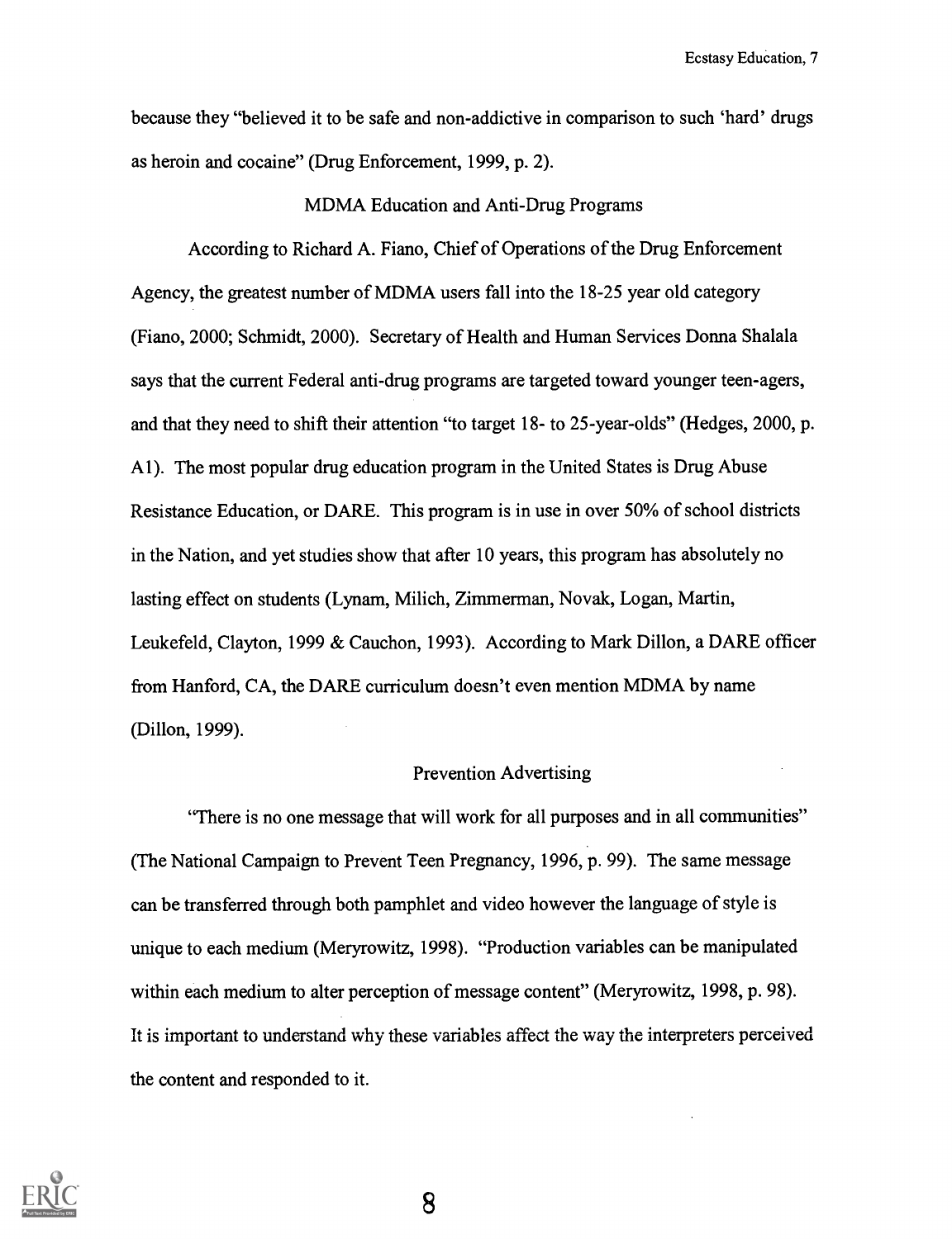because they "believed it to be safe and non-addictive in comparison to such 'hard' drugs as heroin and cocaine" (Drug Enforcement, 1999, p. 2).

## MDMA Education and Anti-Drug Programs

According to Richard A. Fiano, Chief of Operations of the Drug Enforcement Agency, the greatest number of MDMA users fall into the 18-25 year old category (Fiano, 2000; Schmidt, 2000). Secretary of Health and Human Services Donna Shalala says that the current Federal anti-drug programs are targeted toward younger teen-agers, and that they need to shift their attention "to target 18- to 25-year-olds" (Hedges, 2000, p. A1). The most popular drug education program in the United States is Drug Abuse Resistance Education, or DARE. This program is in use in over 50% of school districts in the Nation, and yet studies show that after 10 years, this program has absolutely no lasting effect on students (Lynam, Milich, Zimmerman, Novak, Logan, Martin, Leukefeld, Clayton, 1999 & Cauchon, 1993). According to Mark Dillon, a DARE officer from Hanford, CA, the DARE curriculum doesn't even mention MDMA by name (Dillon, 1999).

## Prevention Advertising

"There is no one message that will work for all purposes and in all communities" (The National Campaign to Prevent Teen Pregnancy, 1996, p. 99). The same message can be transferred through both pamphlet and video however the language of style is unique to each medium (Meryrowitz, 1998). "Production variables can be manipulated within each medium to alter perception of message content" (Meryrowitz, 1998, p. 98). It is important to understand why these variables affect the way the interpreters perceived the content and responded to it.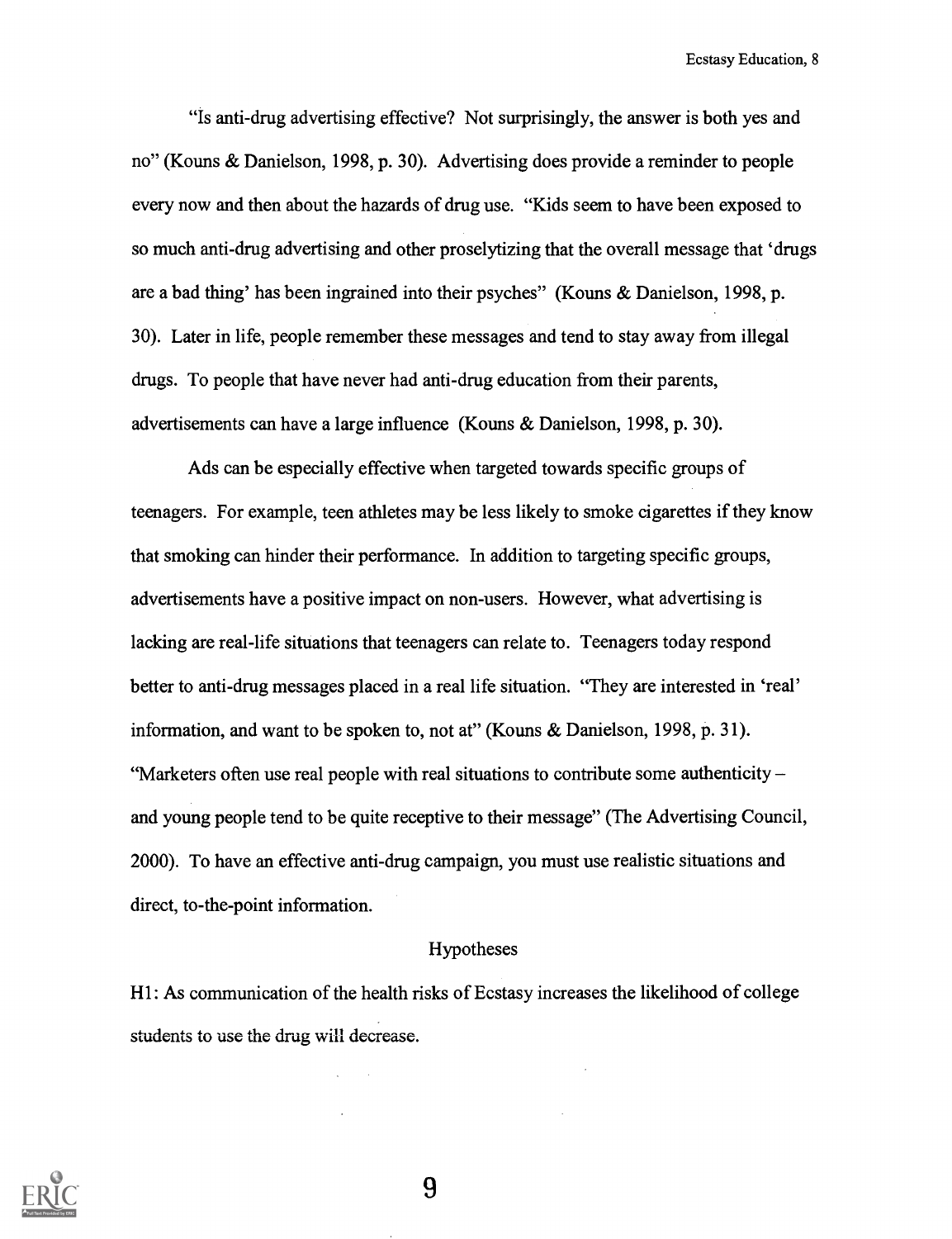"Is anti-drug advertising effective? Not surprisingly, the answer is both yes and no" (Kouns & Danielson, 1998, p. 30). Advertising does provide a reminder to people every now and then about the hazards of drug use. "Kids seem to have been exposed to so much anti-drug advertising and other proselytizing that the overall message that 'drugs are a bad thing' has been ingrained into their psyches" (Kouns & Danielson, 1998, p. 30). Later in life, people remember these messages and tend to stay away from illegal drugs. To people that have never had anti-drug education from their parents, advertisements can have a large influence (Kouns & Danielson, 1998, p. 30).

Ads can be especially effective when targeted towards specific groups of teenagers. For example, teen athletes may be less likely to smoke cigarettes if they know that smoking can hinder their performance. In addition to targeting specific groups, advertisements have a positive impact on non-users. However, what advertising is lacking are real-life situations that teenagers can relate to. Teenagers today respond better to anti-drug messages placed in a real life situation. "They are interested in 'real' information, and want to be spoken to, not at" (Kouns & Danielson, 1998, p. 31). "Marketers often use real people with real situations to contribute some authenticity – and young people tend to be quite receptive to their message" (The Advertising Council, 2000). To have an effective anti-drug campaign, you must use realistic situations and direct, to-the-point information.

## Hypotheses

H1: As communication of the health risks of Ecstasy increases the likelihood of college students to use the drug will decrease.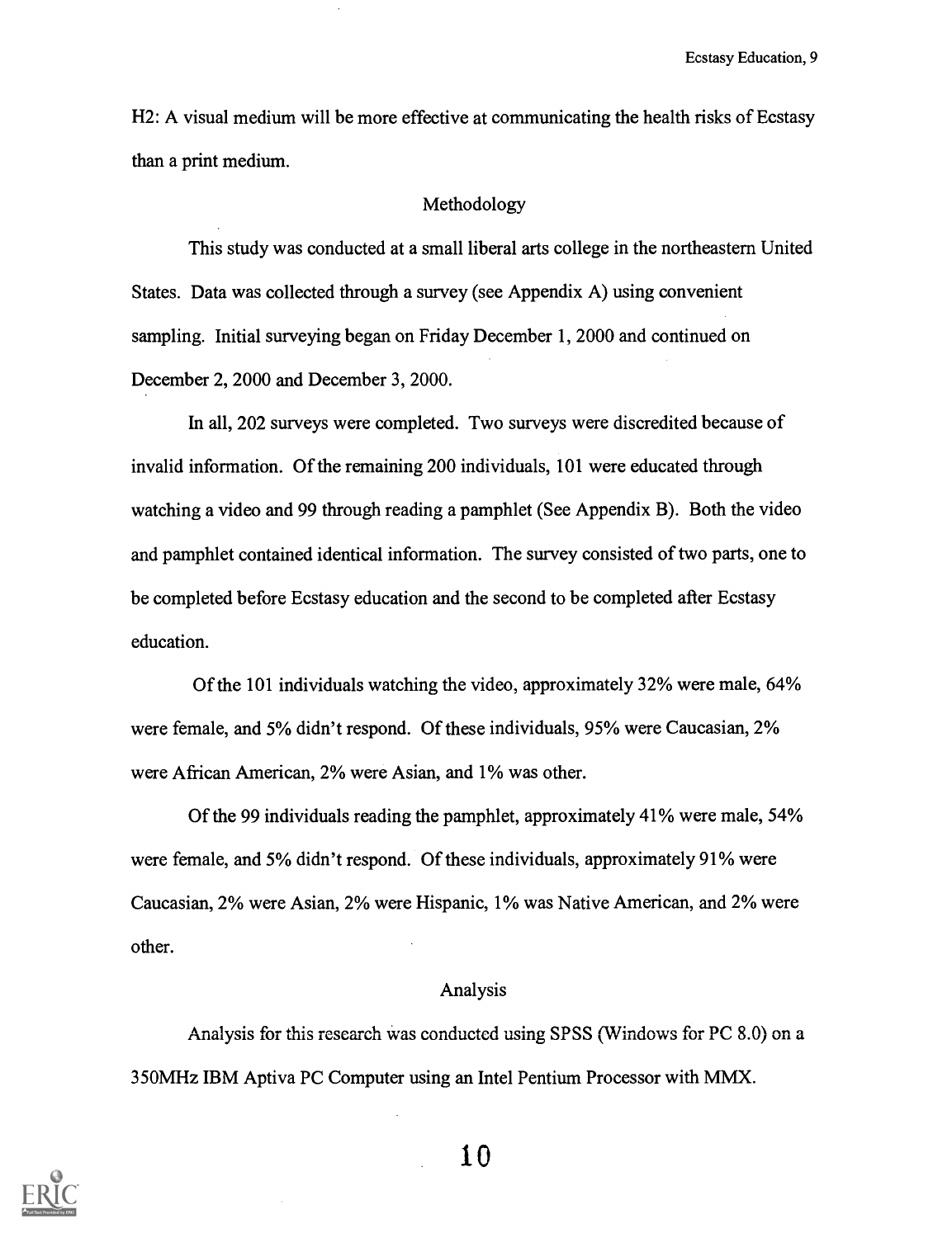H2: A visual medium will be more effective at communicating the health risks of Ecstasy than a print medium.

## Methodology

This study was conducted at a small liberal arts college in the northeastern United States. Data was collected through a survey (see Appendix A) using convenient sampling. Initial surveying began on Friday December 1, 2000 and continued on December 2, 2000 and December 3, 2000.

In all, 202 surveys were completed. Two surveys were discredited because of invalid information. Of the remaining 200 individuals, 101 were educated through watching a video and 99 through reading a pamphlet (See Appendix B). Both the video and pamphlet contained identical information. The survey consisted of two parts, one to be completed before Ecstasy education and the second to be completed after Ecstasy education.

Of the 101 individuals watching the video, approximately 32% were male, 64% were female, and 5% didn't respond. Of these individuals, 95% were Caucasian, 2% were African American, 2% were Asian, and 1% was other.

Of the 99 individuals reading the pamphlet, approximately 41% were male, 54% were female, and 5% didn't respond. Of these individuals, approximately 91% were Caucasian, 2% were Asian, 2% were Hispanic, 1% was Native American, and 2% were other.

## Analysis

Analysis for this research was conducted using SPSS (Windows for PC 8.0) on a 350MHz IBM Aptiva PC Computer using an Intel Pentium Processor with MMX.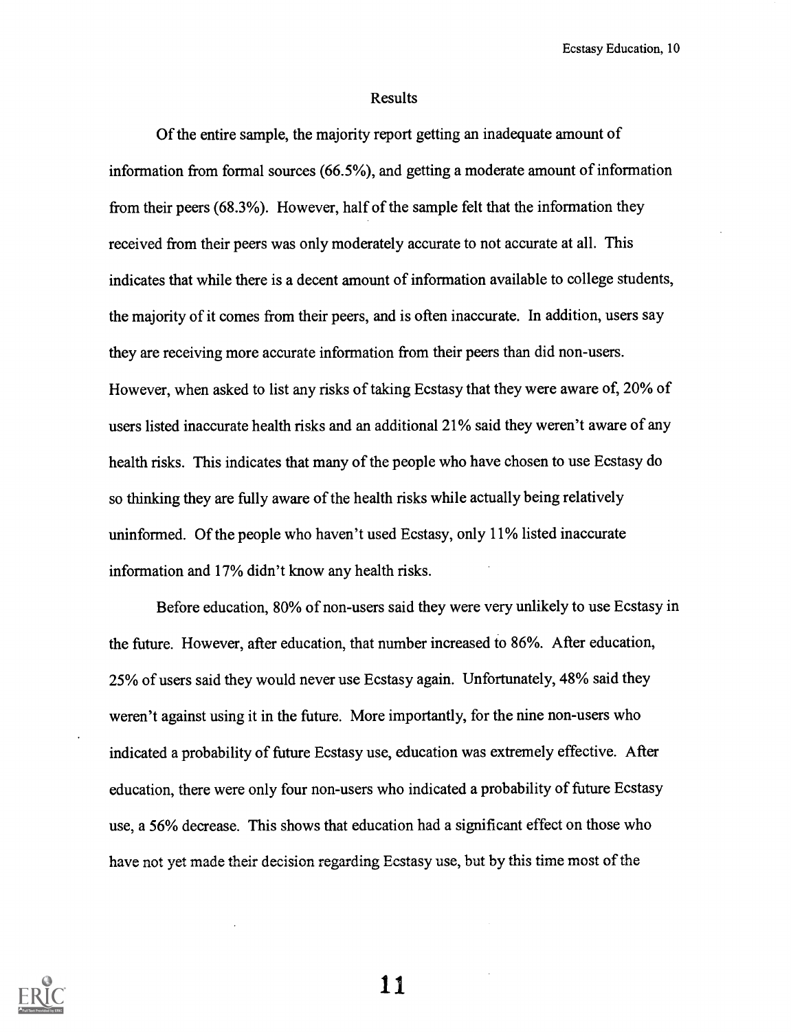## Results

Of the entire sample, the majority report getting an inadequate amount of information from formal sources (66.5%), and getting a moderate amount of information from their peers (68.3%). However, half of the sample felt that the information they received from their peers was only moderately accurate to not accurate at all. This indicates that while there is a decent amount of information available to college students, the majority of it comes from their peers, and is often inaccurate. In addition, users say they are receiving more accurate information from their peers than did non-users. However, when asked to list any risks of taking Ecstasy that they were aware of, 20% of users listed inaccurate health risks and an additional 21% said they weren't aware of any health risks. This indicates that many of the people who have chosen to use Ecstasy do so thinking they are fully aware of the health risks while actually being relatively uninformed. Of the people who haven't used Ecstasy, only 11% listed inaccurate information and 17% didn't know any health risks.

Before education, 80% of non-users said they were very unlikely to use Ecstasy in the future. However, after education, that number increased to 86%. After education, 25% of users said they would never use Ecstasy again. Unfortunately, 48% said they weren't against using it in the future. More importantly, for the nine non-users who indicated a probability of future Ecstasy use, education was extremely effective. After education, there were only four non-users who indicated a probability of future Ecstasy use, a 56% decrease. This shows that education had a significant effect on those who have not yet made their decision regarding Ecstasy use, but by this time most of the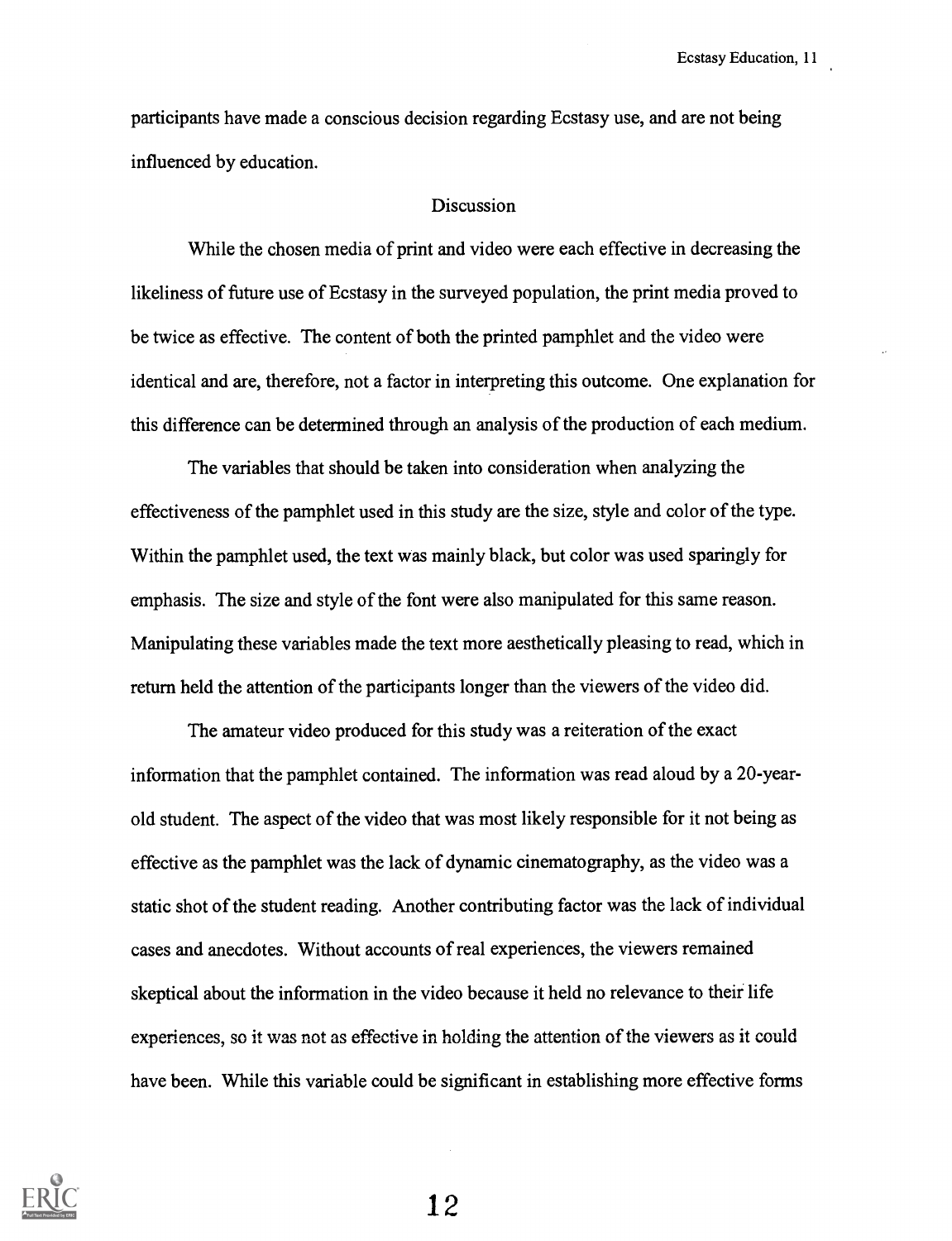participants have made a conscious decision regarding Ecstasy use, and are not being influenced by education.

## Discussion

While the chosen media of print and video were each effective in decreasing the likeliness of future use of Ecstasy in the surveyed population, the print media proved to be twice as effective. The content of both the printed pamphlet and the video were identical and are, therefore, not a factor in interpreting this outcome. One explanation for this difference can be determined through an analysis of the production of each medium.

The variables that should be taken into consideration when analyzing the effectiveness of the pamphlet used in this study are the size, style and color of the type. Within the pamphlet used, the text was mainly black, but color was used sparingly for emphasis. The size and style of the font were also manipulated for this same reason. Manipulating these variables made the text more aesthetically pleasing to read, which in return held the attention of the participants longer than the viewers of the video did.

The amateur video produced for this study was a reiteration of the exact information that the pamphlet contained. The information was read aloud by a 20-year-old student. The aspect of the video that was most likely responsible for it not being as effective as the pamphlet was the lack of dynamic cinematography, as the video was a static shot of the student reading. Another contributing factor was the lack of individual cases and anecdotes. Without accounts of real experiences, the viewers remained skeptical about the information in the video because it held no relevance to their life experiences, so it was not as effective in holding the attention of the viewers as it could have been. While this variable could be significant in establishing more effective forms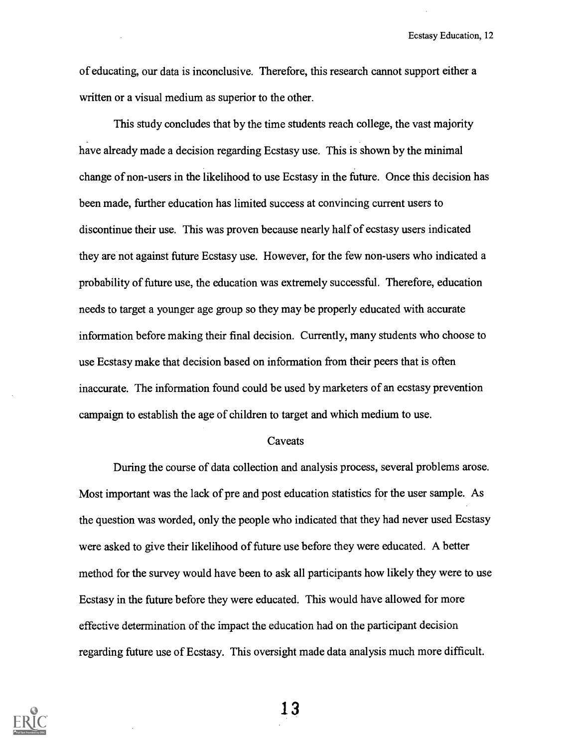of educating, our data is inconclusive. Therefore, this research cannot support either a written or a visual medium as superior to the other.

This study concludes that by the time students reach college, the vast majority have already made a decision regarding Ecstasy use. This is shown by the minimal change of non-users in the likelihood to use Ecstasy in the future. Once this decision has been made, further education has limited success at convincing current users to discontinue their use. This was proven because nearly half of ecstasy users indicated they are not against future Ecstasy use. However, for the few non-users who indicated a probability of future use, the education was extremely successful. Therefore, education needs to target a younger age group so they may be properly educated with accurate information before making their final decision. Currently, many students who choose to use Ecstasy make that decision based on information from their peers that is often inaccurate. The information found could be used by marketers of an ecstasy prevention campaign to establish the age of children to target and which medium to use.

## Caveats

During the course of data collection and analysis process, several problems arose. Most important was the lack of pre and post education statistics for the user sample. As the question was worded, only the people who indicated that they had never used Ecstasy were asked to give their likelihood of future use before they were educated. A better method for the survey would have been to ask all participants how likely they were to use Ecstasy in the future before they were educated. This would have allowed for more effective determination of the impact the education had on the participant decision regarding future use of Ecstasy. This oversight made data analysis much more difficult.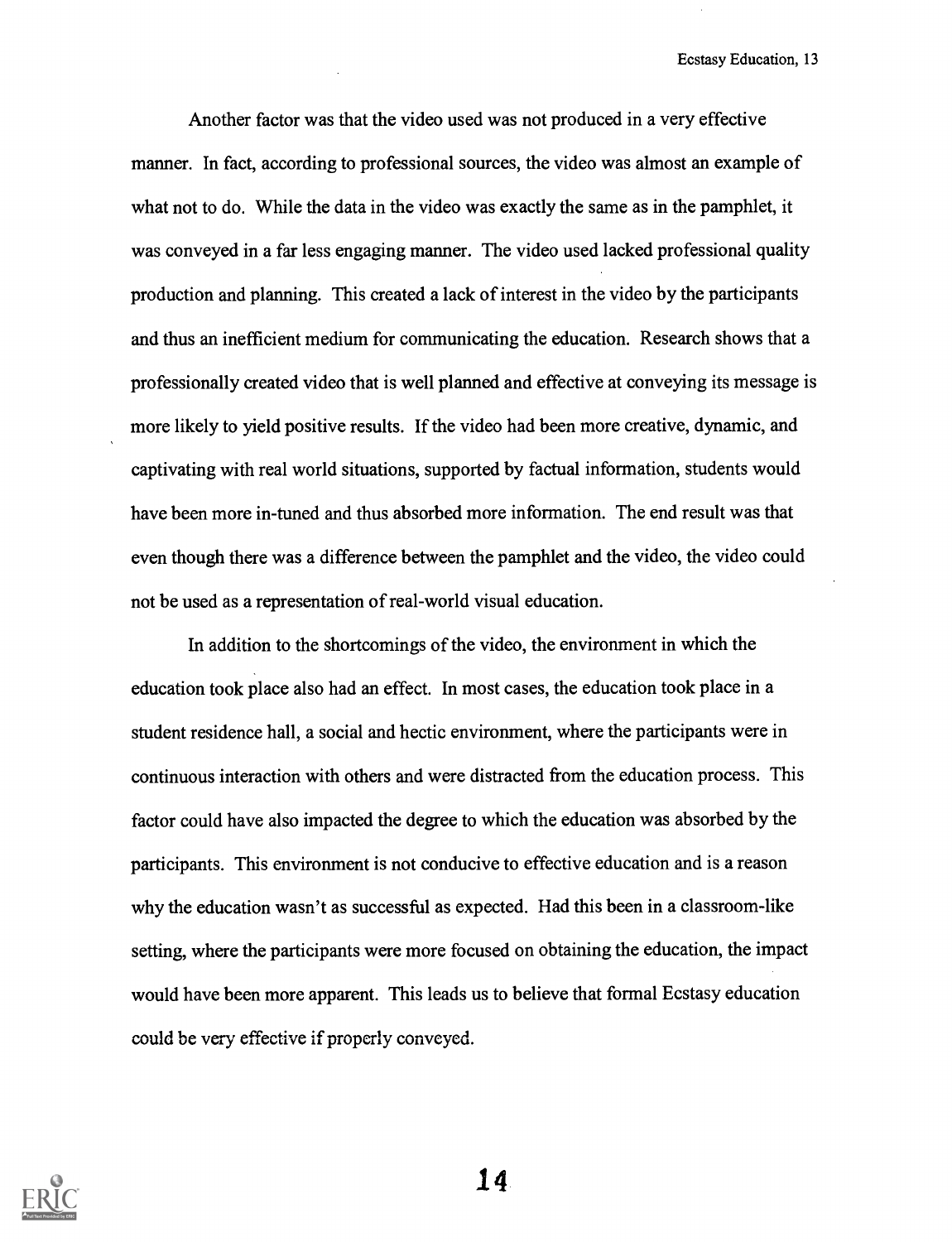Another factor was that the video used was not produced in a very effective manner. In fact, according to professional sources, the video was almost an example of what not to do. While the data in the video was exactly the same as in the pamphlet, it was conveyed in a far less engaging manner. The video used lacked professional quality production and planning. This created a lack of interest in the video by the participants and thus an inefficient medium for communicating the education. Research shows that a professionally created video that is well planned and effective at conveying its message is more likely to yield positive results. If the video had been more creative, dynamic, and captivating with real world situations, supported by factual information, students would have been more in-tuned and thus absorbed more information. The end result was that even though there was a difference between the pamphlet and the video, the video could not be used as a representation of real-world visual education.

In addition to the shortcomings of the video, the environment in which the education took place also had an effect. In most cases, the education took place in a student residence hall, a social and hectic environment, where the participants were in continuous interaction with others and were distracted from the education process. This factor could have also impacted the degree to which the education was absorbed by the participants. This environment is not conducive to effective education and is a reason why the education wasn't as successful as expected. Had this been in a classroom-like setting, where the participants were more focused on obtaining the education, the impact would have been more apparent. This leads us to believe that formal Ecstasy education could be very effective if properly conveyed.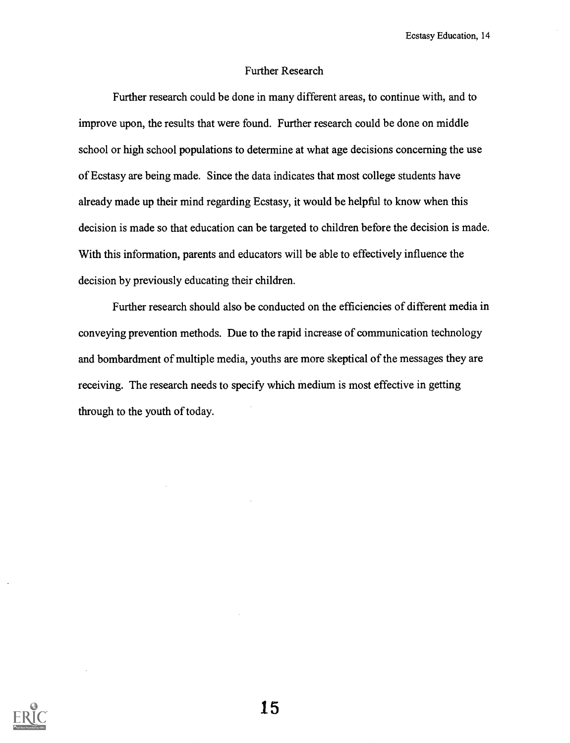## Further Research

Further research could be done in many different areas, to continue with, and to improve upon, the results that were found. Further research could be done on middle school or high school populations to determine at what age decisions concerning the use of Ecstasy are being made. Since the data indicates that most college students have already made up their mind regarding Ecstasy, it would be helpful to know when this decision is made so that education can be targeted to children before the decision is made. With this information, parents and educators will be able to effectively influence the decision by previously educating their children.

Further research should also be conducted on the efficiencies of different media in conveying prevention methods. Due to the rapid increase of communication technology and bombardment of multiple media, youths are more skeptical of the messages they are receiving. The research needs to specify which medium is most effective in getting through to the youth of today.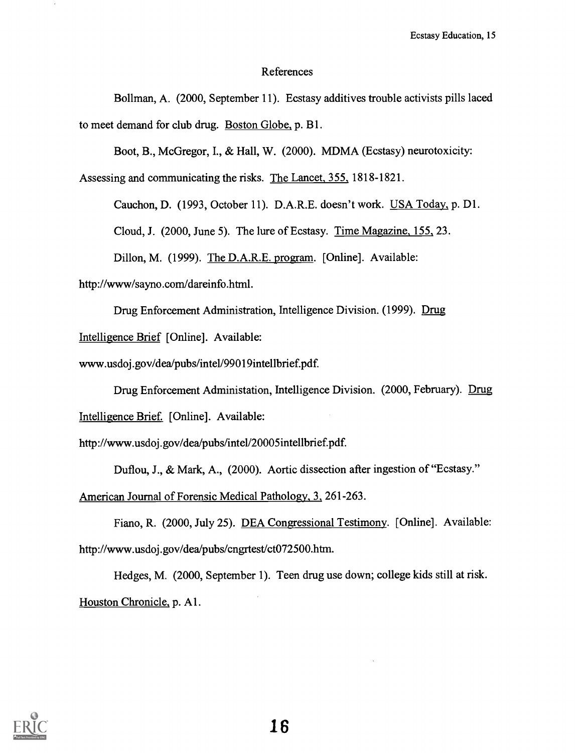## References

Bollman, A. (2000, September 11). Ecstasy additives trouble activists pills laced to meet demand for club drug. Boston Globe, p. B1.

Boot, B., McGregor, I., & Hall, W. (2000). MDMA (Ecstasy) neurotoxicity: Assessing and communicating the risks. The Lancet, 355, 1818-1821.

Cauchon, D. (1993, October 11). D.A.R.E. doesn't work. USA Today, p. D1.

Cloud, J. (2000, June 5). The lure of Ecstasy. Time Magazine, 155, 23.

Dillon, M. (1999). The D.A.R.E. program. [Online]. Available: http://www/sayno.com/dareinfo.html.

Drug Enforcement Administration, Intelligence Division. (1999). Drug Intelligence Brief [Online]. Available: www.usdoj.gov/dea/pubs/intel/99019intellbrief.pdf.

Drug Enforcement Administation, Intelligence Division. (2000, February). Drug Intelligence Brief. [Online]. Available: http://www.usdoj.gov/dea/pubs/intel/20005intellbrief.pdf.

Duflou, J., & Mark, A., (2000). Aortic dissection after ingestion of "Ecstasy." American Journal of Forensic Medical Pathology, 3, 261-263.

Fiano, R. (2000, July 25). DEA Congressional Testimony. [Online]. Available: http://www.usdoj.gov/dea/pubs/cngrtest/ct072500.htm.

Hedges, M. (2000, September 1). Teen drug use down; college kids still at risk. Houston Chronicle, p. A1.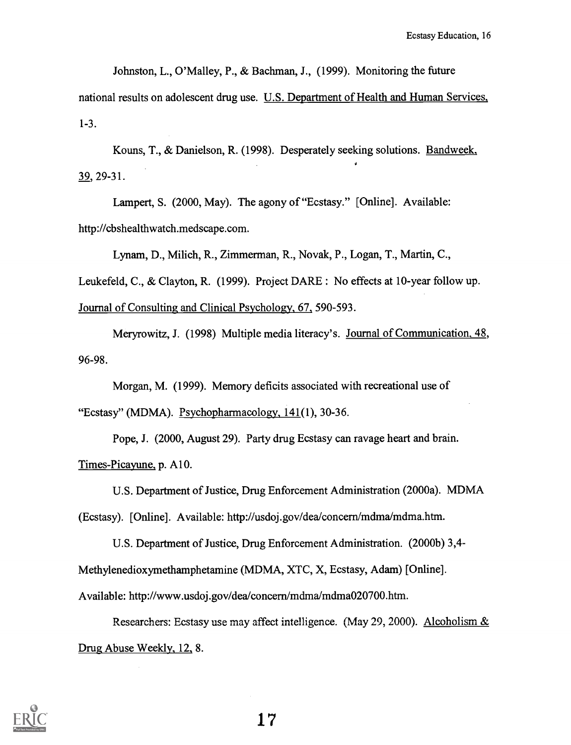Johnston, L., O'Malley, P., & Bachman, J., (1999). Monitoring the future national results on adolescent drug use. U.S. Department of Health and Human Services, 1-3.

Kouns, T., & Danielson, R. (1998). Desperately seeking solutions. Bandweek, 39, 29-31.

Lampert, S. (2000, May). The agony of "Ecstasy." [Online]. Available: http://cbshealthwatch.medscape.com.

Lynam, D., Milich, R., Zimmerman, R., Novak, P., Logan, T., Martin, C., Leukefeld, C., & Clayton, R. (1999). Project DARE : No effects at 10-year follow up. Journal of Consulting and Clinical Psychology, 67, 590-593.

Meryrowitz, J. (1998) Multiple media literacy's. Journal of Communication, 48, 96-98.

Morgan, M. (1999). Memory deficits associated with recreational use of "Ecstasy" (MDMA). Psychopharmacology, 141(1), 30-36.

Pope, J. (2000, August 29). Party drug Ecstasy can ravage heart and brain. Times-Picayune, p. A10.

U.S. Department of Justice, Drug Enforcement Administration (2000a). MDMA (Ecstasy). [Online]. Available: http://usdoj.gov/dea/concern/mdma/mdma.htm.

U.S. Department of Justice, Drug Enforcement Administration. (2000b) 3,4-Methylenedioxymethamphetamine (MDMA, XTC, X, Ecstasy, Adam) [Online]. Available: http://www.usdoj.gov/dea/concern/mdma/mdma020700.htm.

Researchers: Ecstasy use may affect intelligence. (May 29, 2000). Alcoholism & Drug Abuse Weekly, 12, 8.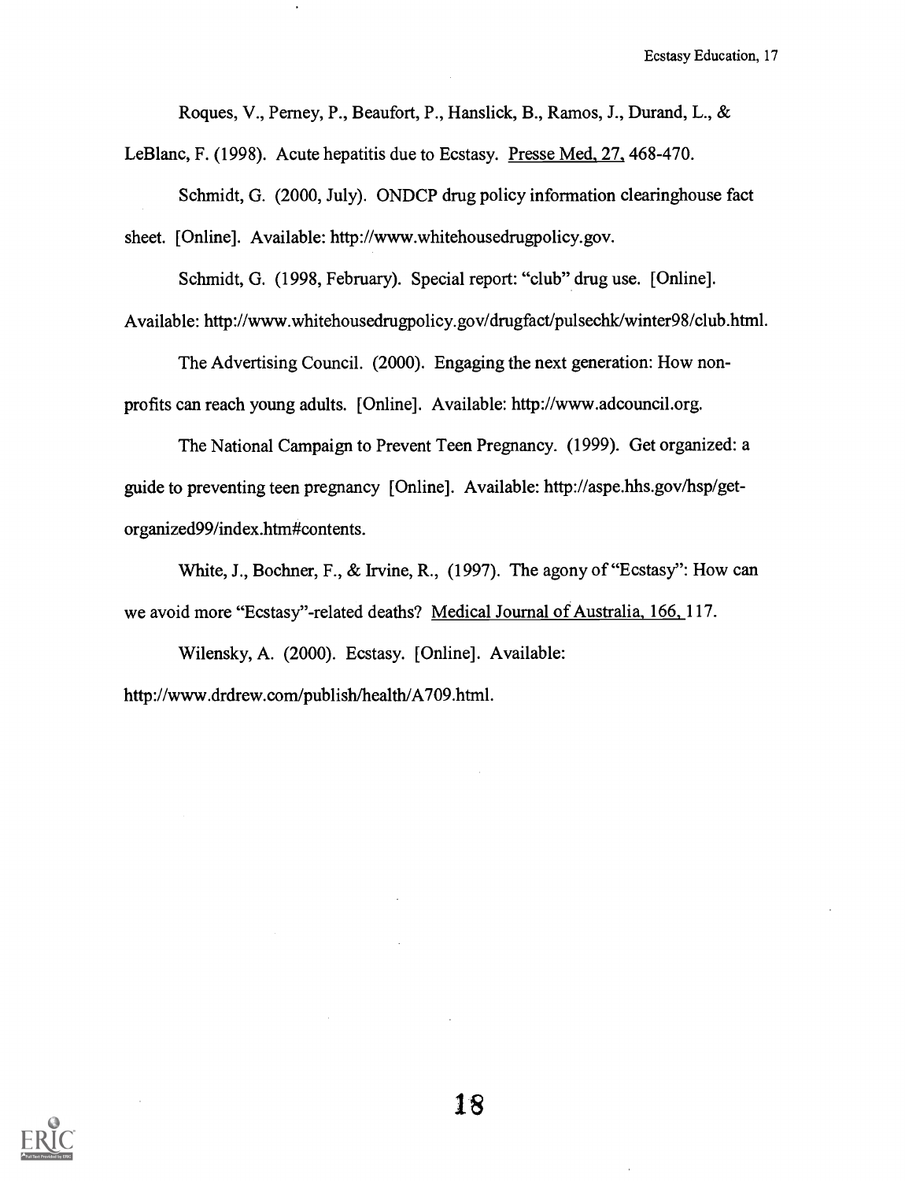Roques, V., Perney, P., Beaufort, P., Hanslick, B., Ramos, J., Durand, L., & LeBlanc, F. (1998). Acute hepatitis due to Ecstasy. Presse Med, 27, 468-470.

Schmidt, G. (2000, July). ONDCP drug policy information clearinghouse fact sheet. [Online]. Available: http://www.whitehousedrugpolicy.gov.

Schmidt, G. (1998, February). Special report: "club" drug use. [Online]. Available: http://www.whitehousedrugpolicy.gov/drugfact/pulsechk/winter98/club.html.

The Advertising Council. (2000). Engaging the next generation: How non-profits can reach young adults. [Online]. Available: http://www.adcouncil.org.

The National Campaign to Prevent Teen Pregnancy. (1999). Get organized: a guide to preventing teen pregnancy [Online]. Available: http://aspe.hhs.gov/hsp/get-organized99/index.htm#contents.

White, J., Bochner, F., & Irvine, R., (1997). The agony of "Ecstasy": How can we avoid more "Ecstasy"-related deaths? Medical Journal of Australia, 166, 117.

Wilensky, A. (2000). Ecstasy. [Online]. Available: http://www.drdrew.com/publish/health/A709.html.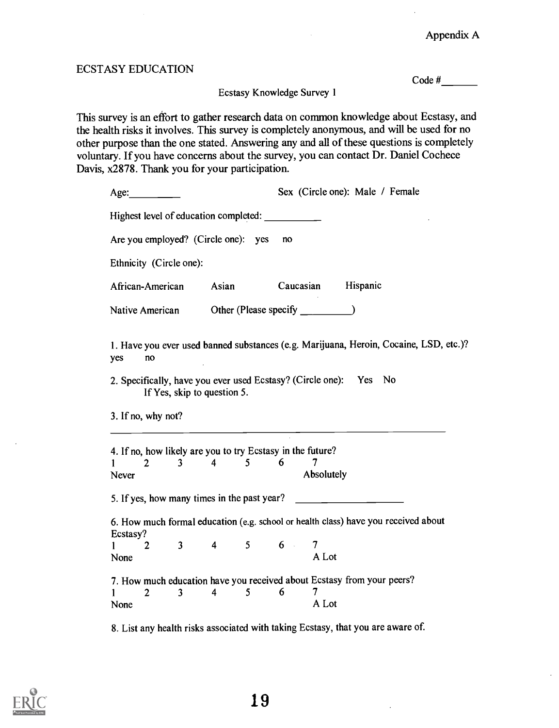Appendix A

ECSTASY EDUCATION

Code #\_\_\_\_\_\_

Ecstasy Knowledge Survey 1

This survey is an effort to gather research data on common knowledge about Ecstasy, and the health risks it involves. This survey is completely anonymous, and will be used for no other purpose than the one stated. Answering any and all of these questions is completely voluntary. If you have concerns about the survey, you can contact Dr. Daniel Cochece Davis, x2878. Thank you for your participation.

Age:\_\_\_\_\_\_\_\_\_\_ Sex (Circle one): Male / Female

Highest level of education completed: \_\_\_\_\_\_\_\_\_\_\_

Are you employed? (Circle one): yes no

Ethnicity (Circle one):

African-American Asian Caucasian Hispanic

Native American Other (Please specify \_\_\_\_\_\_\_\_\_\_)

1. Have you ever used banned substances (e.g. Marijuana, Heroin, Cocaine, LSD, etc.)?
yes no

2. Specifically, have you ever used Ecstasy? (Circle one): Yes No
If Yes, skip to question 5.

3. If no, why not?

\_\_\_\_\_\_\_\_\_\_\_\_\_\_\_\_\_\_\_\_\_\_\_\_\_\_\_\_\_\_\_\_\_\_\_\_\_\_\_\_\_\_\_\_\_\_\_\_\_\_\_\_\_\_\_\_\_\_\_\_

4. If no, how likely are you to try Ecstasy in the future?

1 2 3 4 5 6 7
Never Absolutely

5. If yes, how many times in the past year? \_\_\_\_\_\_\_\_\_\_\_\_\_\_\_\_\_\_\_\_

6. How much formal education (e.g. school or health class) have you received about Ecstasy?

1 2 3 4 5 6 7
None A Lot

7. How much education have you received about Ecstasy from your peers?

1 2 3 4 5 6 7
None A Lot

8. List any health risks associated with taking Ecstasy, that you are aware of.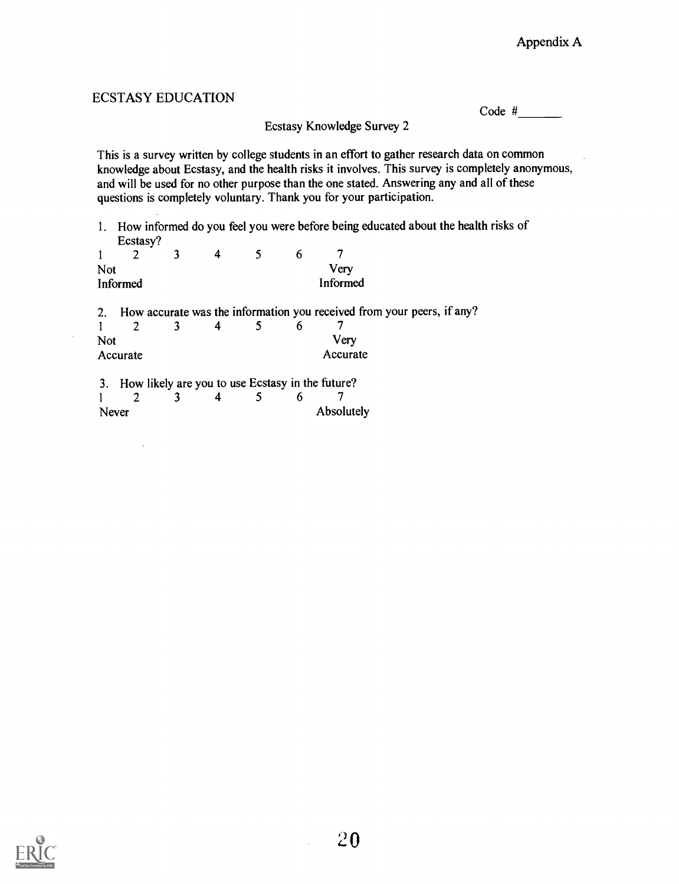Appendix A

ECSTASY EDUCATION

Code #\_\_\_\_\_\_\_

Ecstasy Knowledge Survey 2

This is a survey written by college students in an effort to gather research data on common knowledge about Ecstasy, and the health risks it involves. This survey is completely anonymous, and will be used for no other purpose than the one stated. Answering any and all of these questions is completely voluntary. Thank you for your participation.

1. How informed do you feel you were before being educated about the health risks of Ecstasy?

1 2 3 4 5 6 7

Not Informed — Very Informed

2. How accurate was the information you received from your peers, if any?

1 2 3 4 5 6 7

Not Accurate — Very Accurate

3. How likely are you to use Ecstasy in the future?

1 2 3 4 5 6 7

Never — Absolutely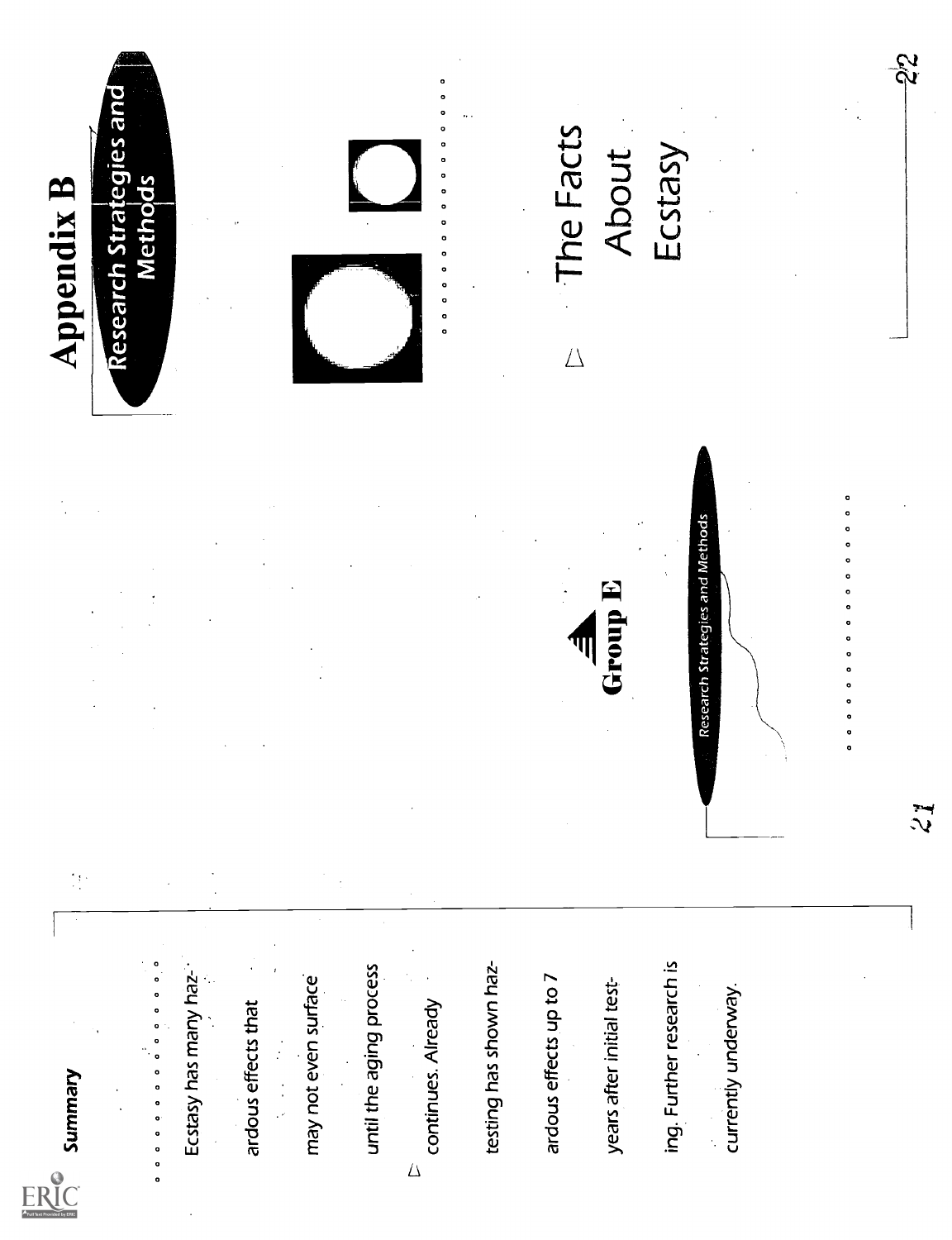## Summary

Ecstasy has many hazardous effects that may not even surface until the aging process continues. Already testing has shown hazardous effects up to 7 years after initial testing. Further research is currently underway.

**Group E**

Research Strategies and Methods

# Appendix B

## Research Strategies and Methods

The Facts About Ecstasy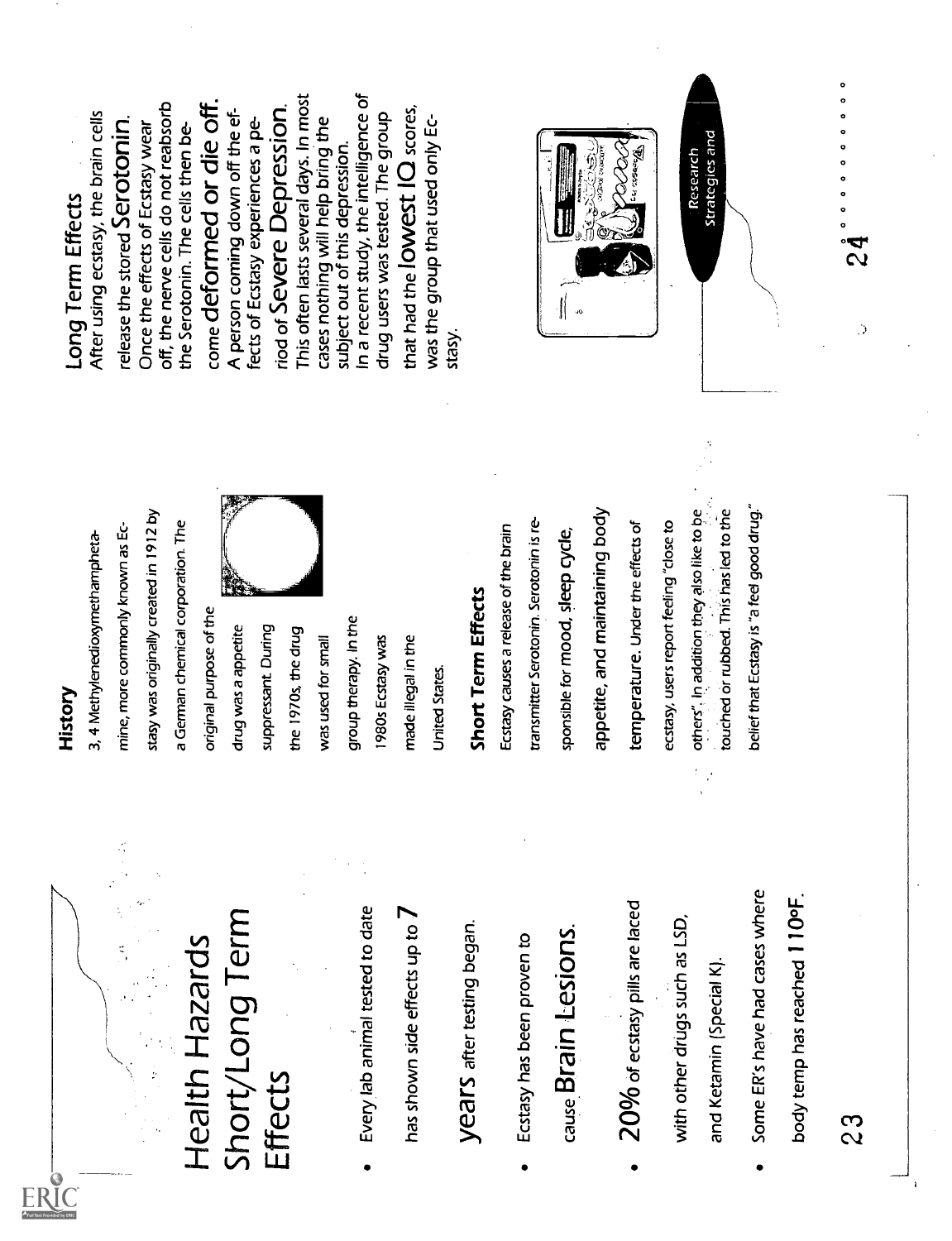# Health Hazards Short/Long Term Effects

- Every lab animal tested to date has shown side effects up to **7 years** after testing began.
- Ecstasy has been proven to cause **Brain Lesions**.
- **20%** of ecstasy pills are laced with other drugs such as LSD, and Ketamin (Special K).
- Some ER's have had cases where body temp has reached **110ºF**.

## History

3, 4 Methylenedioxymethamphetamine, more commonly known as Ecstasy was originally created in 1912 by a German chemical corporation. The original purpose of the drug was a appetite suppressant. During the 1970s, the drug was used for small group therapy. In the 1980s Ecstasy was made illegal in the United States.

## Short Term Effects

Ecstasy causes a release of the brain transmitter Serotonin. Serotonin is responsible for **mood, sleep cycle, appetite, and maintaining body temperature**. Under the effects of ecstasy, users report feeling "close to others". In addition they also like to be touched or rubbed. This has led to the belief that Ecstasy is "a feel good drug."

## Long Term Effects

After using ecstasy, the brain cells release the stored **Serotonin**. Once the effects of Ecstasy wear off, the nerve cells do not reabsorb the Serotonin. The cells then become **deformed or die off**.

A person coming down off the effects of Ecstasy experiences a period of **Severe Depression**. This often lasts several days. In most cases nothing will help bring the subject out of this depression.

In a recent study, the intelligence of drug users was tested. The group that had the **lowest IQ** scores, was the group that used only Ecstasy.

Research Strategies and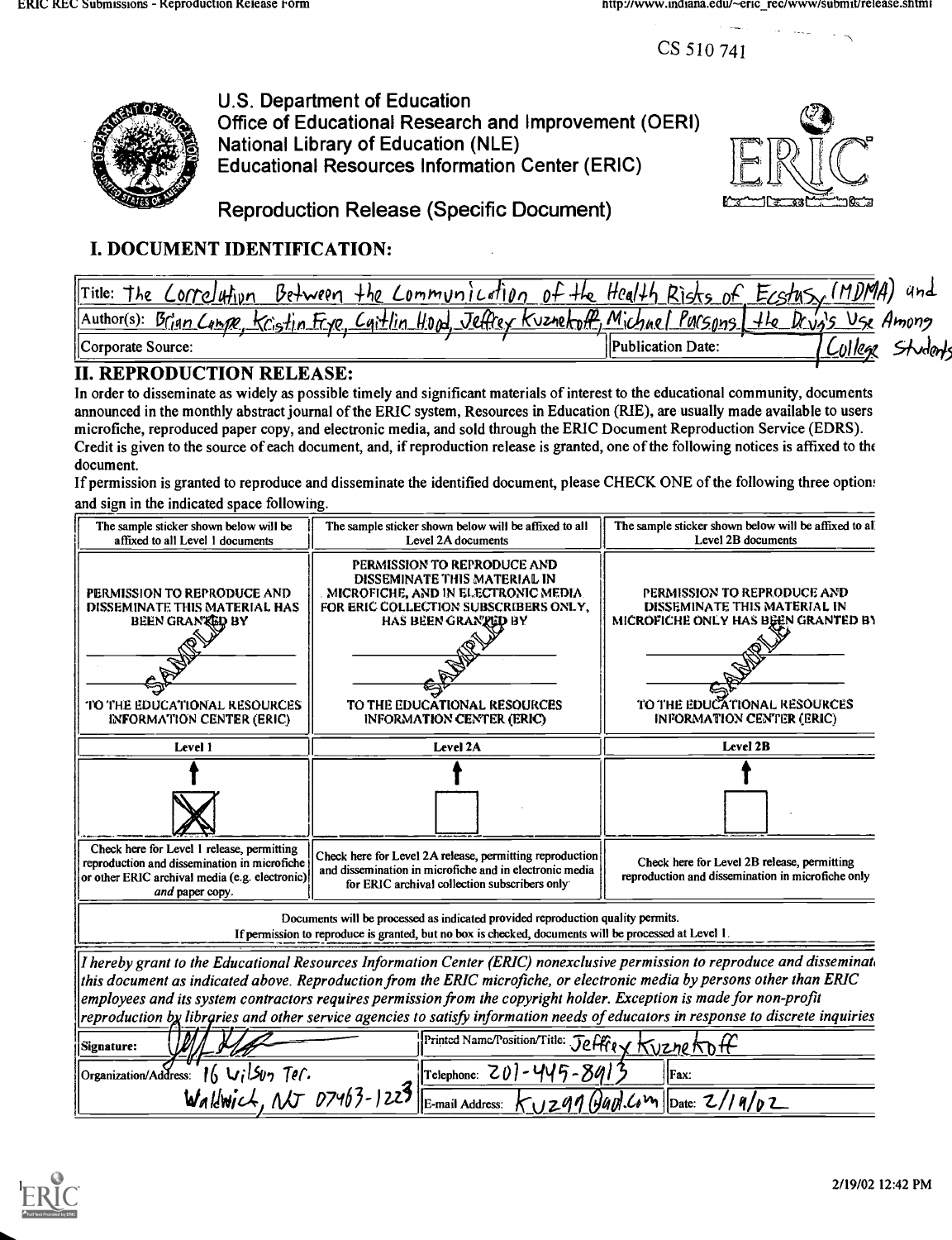CS 510 741

U.S. Department of Education
Office of Educational Research and Improvement (OERI)
National Library of Education (NLE)
Educational Resources Information Center (ERIC)

Reproduction Release (Specific Document)

# I. DOCUMENT IDENTIFICATION:

| | |
|---|---|
| Title: The Correlation Between the Communication of the Health Risks of Ecstasy (MDMA) and the Drug's Use Among College Students | |
| Author(s): Brian Campe, Kristin Frye, Caitlin Hood, Jeffrey Kuznekoff, Michael Parsons | |
| Corporate Source: | Publication Date: |

# II. REPRODUCTION RELEASE:

In order to disseminate as widely as possible timely and significant materials of interest to the educational community, documents announced in the monthly abstract journal of the ERIC system, Resources in Education (RIE), are usually made available to users microfiche, reproduced paper copy, and electronic media, and sold through the ERIC Document Reproduction Service (EDRS). Credit is given to the source of each document, and, if reproduction release is granted, one of the following notices is affixed to the document.

If permission is granted to reproduce and disseminate the identified document, please CHECK ONE of the following three options and sign in the indicated space following.

| The sample sticker shown below will be affixed to all Level 1 documents | The sample sticker shown below will be affixed to all Level 2A documents | The sample sticker shown below will be affixed to all Level 2B documents |
|---|---|---|
| PERMISSION TO REPRODUCE AND DISSEMINATE THIS MATERIAL HAS BEEN GRANTED BY<br>SAMPLE<br>TO THE EDUCATIONAL RESOURCES INFORMATION CENTER (ERIC) | PERMISSION TO REPRODUCE AND DISSEMINATE THIS MATERIAL IN MICROFICHE, AND IN ELECTRONIC MEDIA FOR ERIC COLLECTION SUBSCRIBERS ONLY, HAS BEEN GRANTED BY<br>SAMPLE<br>TO THE EDUCATIONAL RESOURCES INFORMATION CENTER (ERIC) | PERMISSION TO REPRODUCE AND DISSEMINATE THIS MATERIAL IN MICROFICHE ONLY HAS BEEN GRANTED BY<br>SAMPLE<br>TO THE EDUCATIONAL RESOURCES INFORMATION CENTER (ERIC) |
| Level 1 | Level 2A | Level 2B |
| [X] | [ ] | [ ] |
| Check here for Level 1 release, permitting reproduction and dissemination in microfiche or other ERIC archival media (e.g. electronic) *and* paper copy. | Check here for Level 2A release, permitting reproduction and dissemination in microfiche and in electronic media for ERIC archival collection subscribers only | Check here for Level 2B release, permitting reproduction and dissemination in microfiche only |

Documents will be processed as indicated provided reproduction quality permits.
If permission to reproduce is granted, but no box is checked, documents will be processed at Level 1.

*I hereby grant to the Educational Resources Information Center (ERIC) nonexclusive permission to reproduce and disseminate this document as indicated above. Reproduction from the ERIC microfiche, or electronic media by persons other than ERIC employees and its system contractors requires permission from the copyright holder. Exception is made for non-profit reproduction by libraries and other service agencies to satisfy information needs of educators in response to discrete inquiries*

| | | |
|---|---|---|
| Signature: [signature] | Printed Name/Position/Title: Jeffrey Kuznekoff | |
| Organization/Address: 16 Wilson Ter. Waldwick, NJ 07463-1223 | Telephone: 201-445-8913 | Fax: |
| | E-mail Address: Kuz99@aol.com | Date: 2/19/02 |

2/19/02 12:42 PM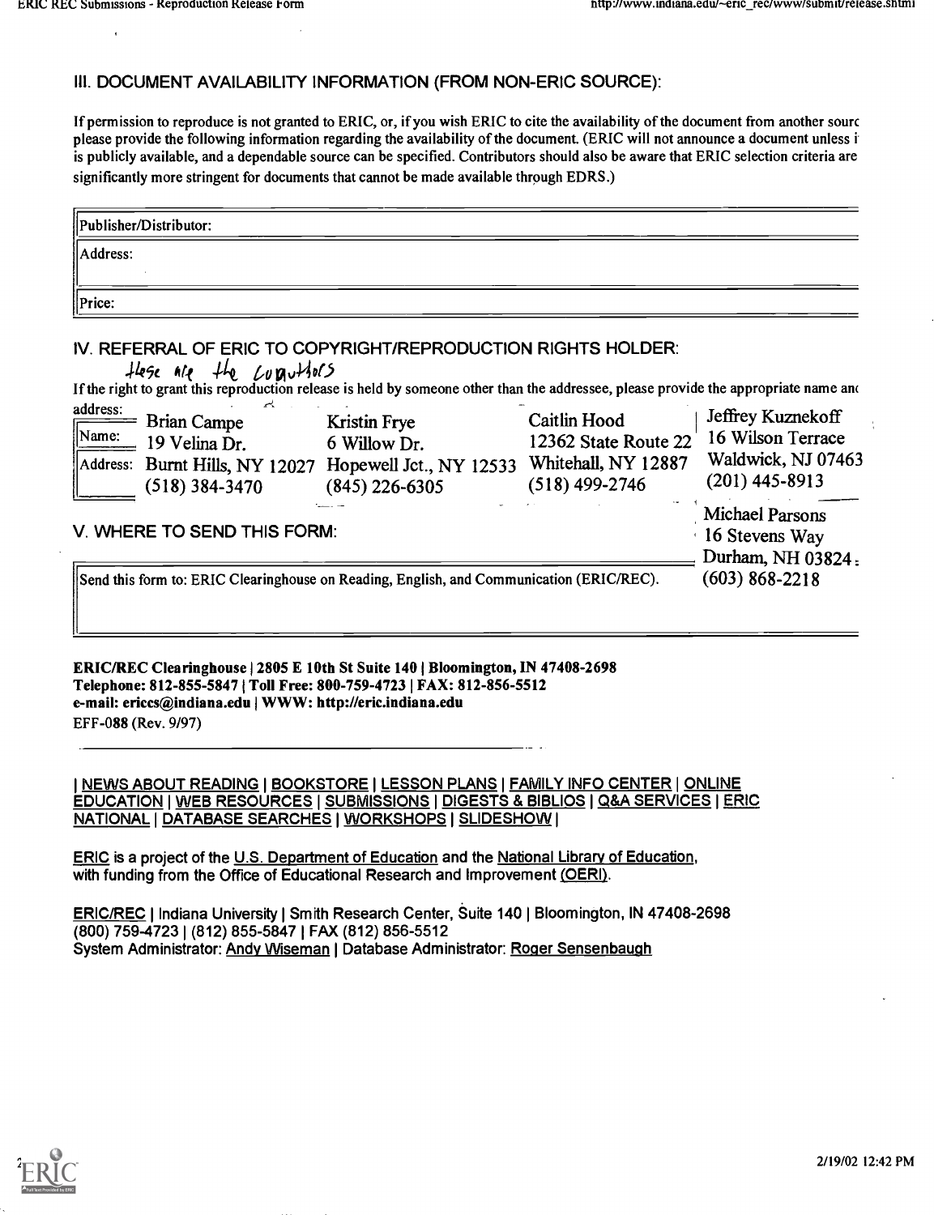## III. DOCUMENT AVAILABILITY INFORMATION (FROM NON-ERIC SOURCE):

If permission to reproduce is not granted to ERIC, or, if you wish ERIC to cite the availability of the document from another sourc please provide the following information regarding the availability of the document. (ERIC will not announce a document unless i is publicly available, and a dependable source can be specified. Contributors should also be aware that ERIC selection criteria are significantly more stringent for documents that cannot be made available through EDRS.)

| | |
|---|---|
| Publisher/Distributor: | |
| Address: | |
| Price: | |

## IV. REFERRAL OF ERIC TO COPYRIGHT/REPRODUCTION RIGHTS HOLDER:

*these are the coauthors*

If the right to grant this reproduction release is held by someone other than the addressee, please provide the appropriate name anc address:

| | | | | |
|---|---|---|---|---|
| Name: | Brian Campe | Kristin Frye | Caitlin Hood | Jeffrey Kuznekoff |
| Address: | 19 Velina Dr. | 6 Willow Dr. | 12362 State Route 22 | 16 Wilson Terrace |
| | Burnt Hills, NY 12027 | Hopewell Jct., NY 12533 | Whitehall, NY 12887 | Waldwick, NJ 07463 |
| | (518) 384-3470 | (845) 226-6305 | (518) 499-2746 | (201) 445-8913 |

Michael Parsons
16 Stevens Way
Durham, NH 03824
(603) 868-2218

## V. WHERE TO SEND THIS FORM:

Send this form to: ERIC Clearinghouse on Reading, English, and Communication (ERIC/REC).

**ERIC/REC Clearinghouse | 2805 E 10th St Suite 140 | Bloomington, IN 47408-2698**
**Telephone: 812-855-5847 | Toll Free: 800-759-4723 | FAX: 812-856-5512**
**e-mail: ericcs@indiana.edu | WWW: http://eric.indiana.edu**
EFF-088 (Rev. 9/97)

| NEWS ABOUT READING | BOOKSTORE | LESSON PLANS | FAMILY INFO CENTER | ONLINE EDUCATION | WEB RESOURCES | SUBMISSIONS | DIGESTS & BIBLIOS | Q&A SERVICES | ERIC NATIONAL | DATABASE SEARCHES | WORKSHOPS | SLIDESHOW |

ERIC is a project of the U.S. Department of Education and the National Library of Education, with funding from the Office of Educational Research and Improvement (OERI).

ERIC/REC | Indiana University | Smith Research Center, Suite 140 | Bloomington, IN 47408-2698
(800) 759-4723 | (812) 855-5847 | FAX (812) 856-5512
System Administrator: Andy Wiseman | Database Administrator: Roger Sensenbaugh